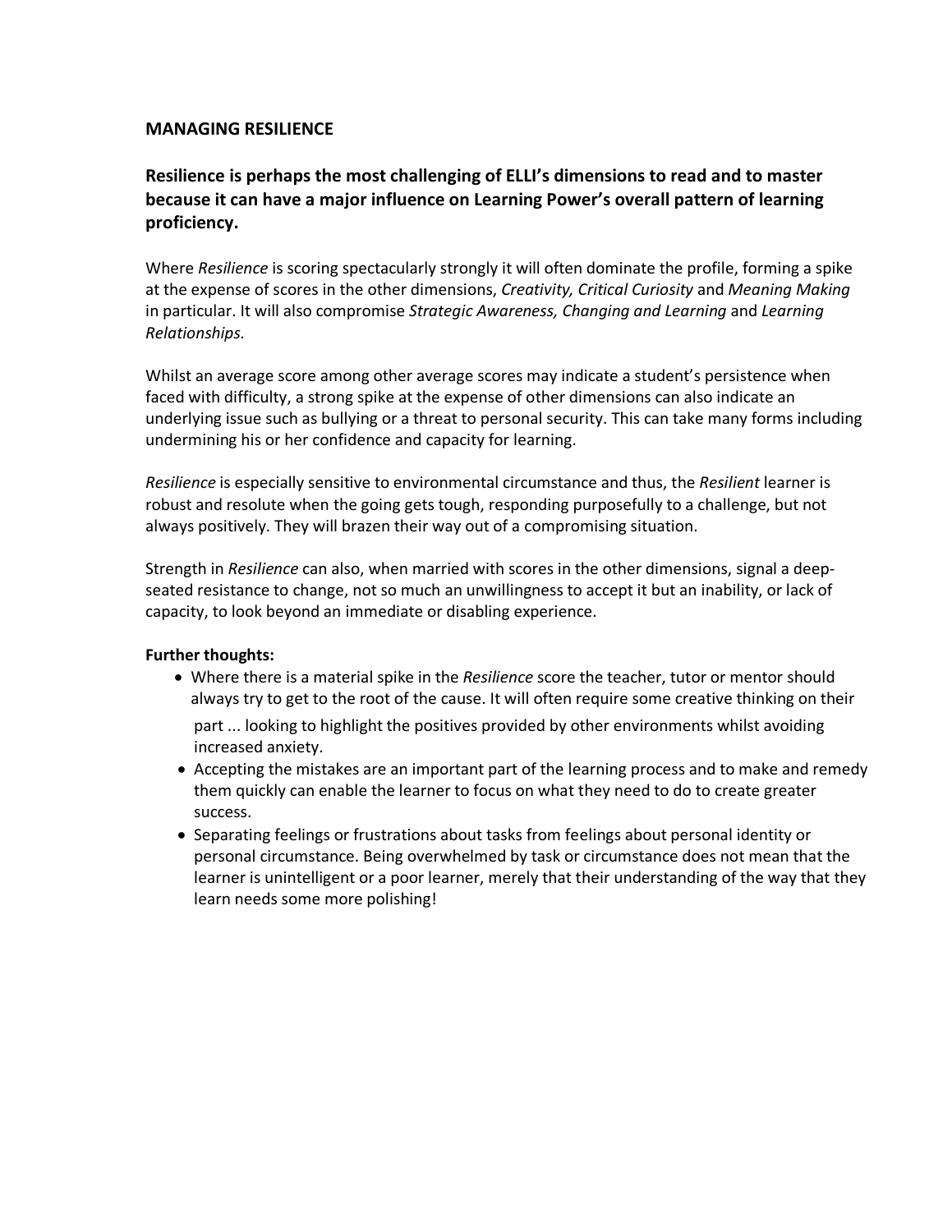## MANAGING RESILIENCE

**Resilience is perhaps the most challenging of ELLI's dimensions to read and to master because it can have a major influence on Learning Power's overall pattern of learning proficiency.**

Where *Resilience* is scoring spectacularly strongly it will often dominate the profile, forming a spike at the expense of scores in the other dimensions, *Creativity, Critical Curiosity* and *Meaning Making* in particular. It will also compromise *Strategic Awareness, Changing and Learning* and *Learning Relationships.*

Whilst an average score among other average scores may indicate a student's persistence when faced with difficulty, a strong spike at the expense of other dimensions can also indicate an underlying issue such as bullying or a threat to personal security. This can take many forms including undermining his or her confidence and capacity for learning.

*Resilience* is especially sensitive to environmental circumstance and thus, the *Resilient* learner is robust and resolute when the going gets tough, responding purposefully to a challenge, but not always positively. They will brazen their way out of a compromising situation.

Strength in *Resilience* can also, when married with scores in the other dimensions, signal a deep-seated resistance to change, not so much an unwillingness to accept it but an inability, or lack of capacity, to look beyond an immediate or disabling experience.

**Further thoughts:**

- Where there is a material spike in the *Resilience* score the teacher, tutor or mentor should always try to get to the root of the cause. It will often require some creative thinking on their part ... looking to highlight the positives provided by other environments whilst avoiding increased anxiety.
- Accepting the mistakes are an important part of the learning process and to make and remedy them quickly can enable the learner to focus on what they need to do to create greater success.
- Separating feelings or frustrations about tasks from feelings about personal identity or personal circumstance. Being overwhelmed by task or circumstance does not mean that the learner is unintelligent or a poor learner, merely that their understanding of the way that they learn needs some more polishing!